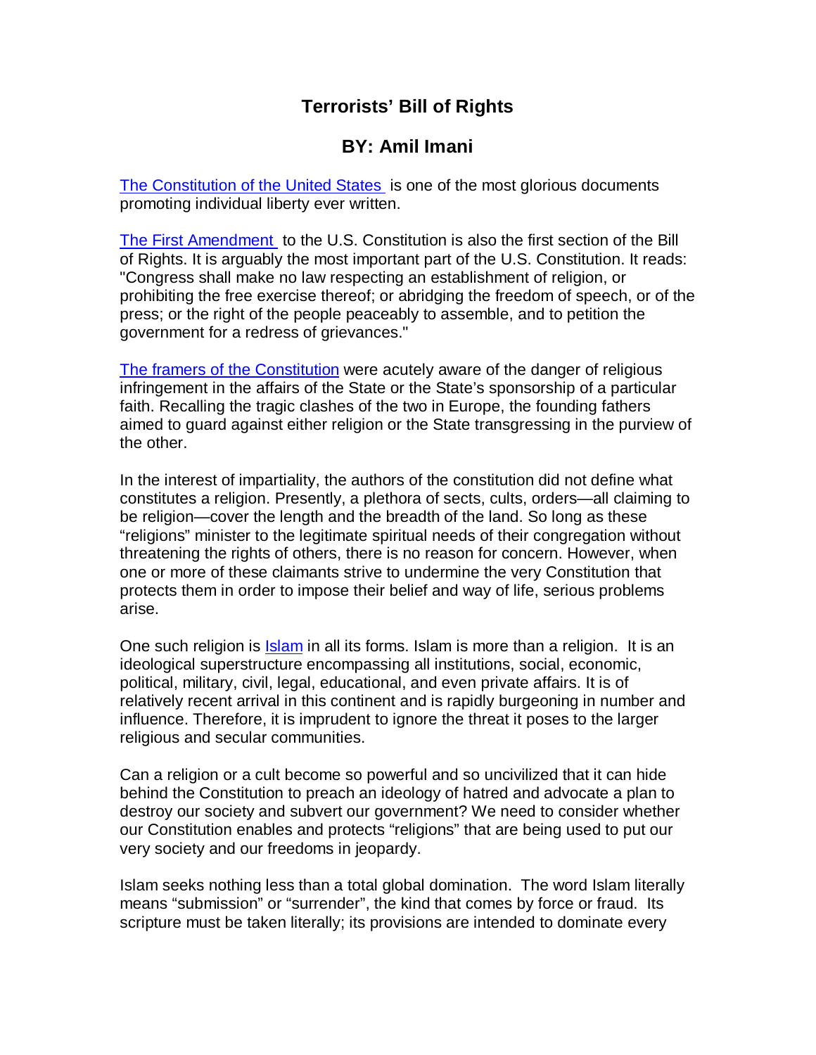# Terrorists' Bill of Rights

## BY: Amil Imani

The Constitution of the United States is one of the most glorious documents promoting individual liberty ever written.

The First Amendment to the U.S. Constitution is also the first section of the Bill of Rights. It is arguably the most important part of the U.S. Constitution. It reads: "Congress shall make no law respecting an establishment of religion, or prohibiting the free exercise thereof; or abridging the freedom of speech, or of the press; or the right of the people peaceably to assemble, and to petition the government for a redress of grievances."

The framers of the Constitution were acutely aware of the danger of religious infringement in the affairs of the State or the State's sponsorship of a particular faith. Recalling the tragic clashes of the two in Europe, the founding fathers aimed to guard against either religion or the State transgressing in the purview of the other.

In the interest of impartiality, the authors of the constitution did not define what constitutes a religion. Presently, a plethora of sects, cults, orders—all claiming to be religion—cover the length and the breadth of the land. So long as these "religions" minister to the legitimate spiritual needs of their congregation without threatening the rights of others, there is no reason for concern. However, when one or more of these claimants strive to undermine the very Constitution that protects them in order to impose their belief and way of life, serious problems arise.

One such religion is Islam in all its forms. Islam is more than a religion. It is an ideological superstructure encompassing all institutions, social, economic, political, military, civil, legal, educational, and even private affairs. It is of relatively recent arrival in this continent and is rapidly burgeoning in number and influence. Therefore, it is imprudent to ignore the threat it poses to the larger religious and secular communities.

Can a religion or a cult become so powerful and so uncivilized that it can hide behind the Constitution to preach an ideology of hatred and advocate a plan to destroy our society and subvert our government? We need to consider whether our Constitution enables and protects "religions" that are being used to put our very society and our freedoms in jeopardy.

Islam seeks nothing less than a total global domination. The word Islam literally means "submission" or "surrender", the kind that comes by force or fraud. Its scripture must be taken literally; its provisions are intended to dominate every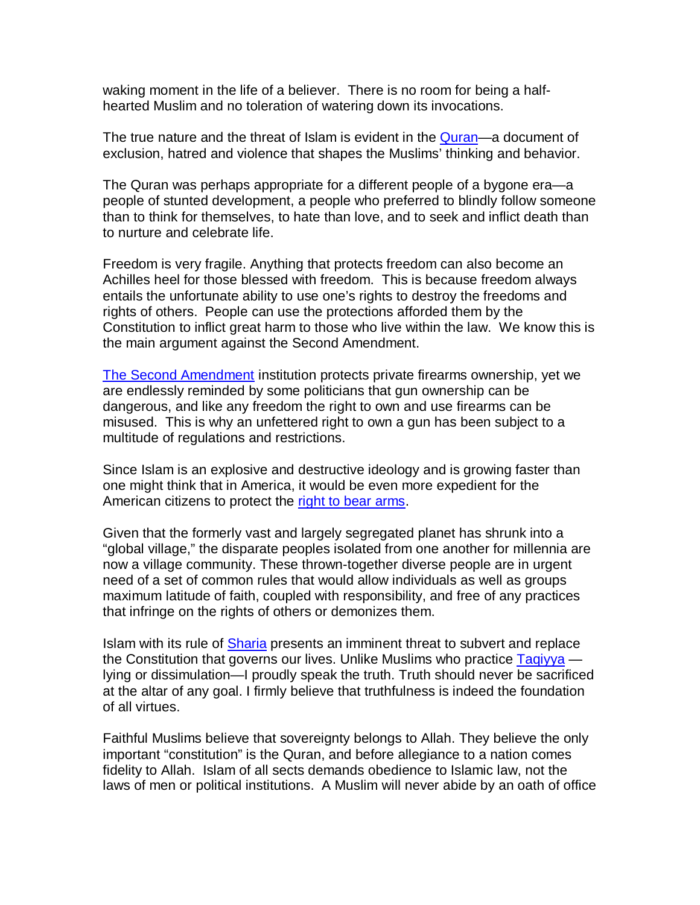waking moment in the life of a believer. There is no room for being a half-hearted Muslim and no toleration of watering down its invocations.

The true nature and the threat of Islam is evident in the [Quran](#)—a document of exclusion, hatred and violence that shapes the Muslims' thinking and behavior.

The Quran was perhaps appropriate for a different people of a bygone era—a people of stunted development, a people who preferred to blindly follow someone than to think for themselves, to hate than love, and to seek and inflict death than to nurture and celebrate life.

Freedom is very fragile. Anything that protects freedom can also become an Achilles heel for those blessed with freedom. This is because freedom always entails the unfortunate ability to use one's rights to destroy the freedoms and rights of others. People can use the protections afforded them by the Constitution to inflict great harm to those who live within the law. We know this is the main argument against the Second Amendment.

[The Second Amendment](#) institution protects private firearms ownership, yet we are endlessly reminded by some politicians that gun ownership can be dangerous, and like any freedom the right to own and use firearms can be misused. This is why an unfettered right to own a gun has been subject to a multitude of regulations and restrictions.

Since Islam is an explosive and destructive ideology and is growing faster than one might think that in America, it would be even more expedient for the American citizens to protect the [right to bear arms](#).

Given that the formerly vast and largely segregated planet has shrunk into a "global village," the disparate peoples isolated from one another for millennia are now a village community. These thrown-together diverse people are in urgent need of a set of common rules that would allow individuals as well as groups maximum latitude of faith, coupled with responsibility, and free of any practices that infringe on the rights of others or demonizes them.

Islam with its rule of [Sharia](#) presents an imminent threat to subvert and replace the Constitution that governs our lives. Unlike Muslims who practice [Taqiyya](#) —lying or dissimulation—I proudly speak the truth. Truth should never be sacrificed at the altar of any goal. I firmly believe that truthfulness is indeed the foundation of all virtues.

Faithful Muslims believe that sovereignty belongs to Allah. They believe the only important "constitution" is the Quran, and before allegiance to a nation comes fidelity to Allah. Islam of all sects demands obedience to Islamic law, not the laws of men or political institutions. A Muslim will never abide by an oath of office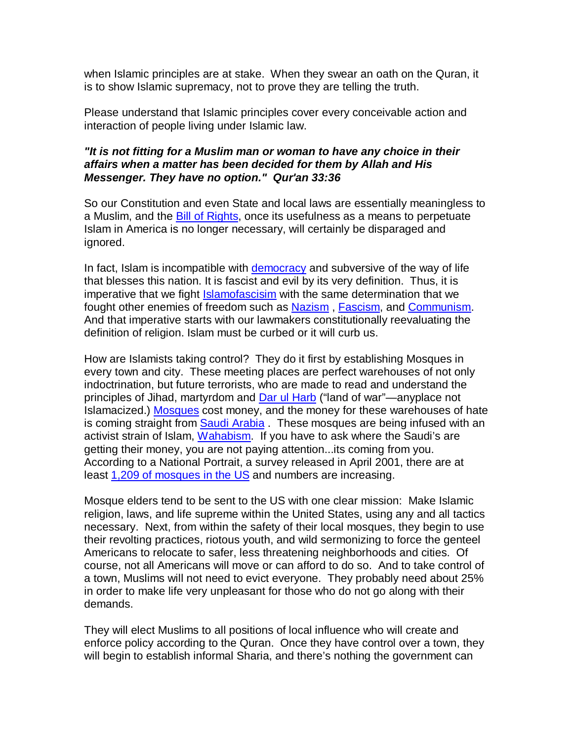when Islamic principles are at stake. When they swear an oath on the Quran, it is to show Islamic supremacy, not to prove they are telling the truth.

Please understand that Islamic principles cover every conceivable action and interaction of people living under Islamic law.

***"It is not fitting for a Muslim man or woman to have any choice in their affairs when a matter has been decided for them by Allah and His Messenger. They have no option." Qur'an 33:36***

So our Constitution and even State and local laws are essentially meaningless to a Muslim, and the Bill of Rights, once its usefulness as a means to perpetuate Islam in America is no longer necessary, will certainly be disparaged and ignored.

In fact, Islam is incompatible with democracy and subversive of the way of life that blesses this nation. It is fascist and evil by its very definition. Thus, it is imperative that we fight Islamofascisim with the same determination that we fought other enemies of freedom such as Nazism , Fascism, and Communism. And that imperative starts with our lawmakers constitutionally reevaluating the definition of religion. Islam must be curbed or it will curb us.

How are Islamists taking control? They do it first by establishing Mosques in every town and city. These meeting places are perfect warehouses of not only indoctrination, but future terrorists, who are made to read and understand the principles of Jihad, martyrdom and Dar ul Harb ("land of war"—anyplace not Islamacized.) Mosques cost money, and the money for these warehouses of hate is coming straight from Saudi Arabia . These mosques are being infused with an activist strain of Islam, Wahabism. If you have to ask where the Saudi's are getting their money, you are not paying attention...its coming from you. According to a National Portrait, a survey released in April 2001, there are at least 1,209 of mosques in the US and numbers are increasing.

Mosque elders tend to be sent to the US with one clear mission: Make Islamic religion, laws, and life supreme within the United States, using any and all tactics necessary. Next, from within the safety of their local mosques, they begin to use their revolting practices, riotous youth, and wild sermonizing to force the genteel Americans to relocate to safer, less threatening neighborhoods and cities. Of course, not all Americans will move or can afford to do so. And to take control of a town, Muslims will not need to evict everyone. They probably need about 25% in order to make life very unpleasant for those who do not go along with their demands.

They will elect Muslims to all positions of local influence who will create and enforce policy according to the Quran. Once they have control over a town, they will begin to establish informal Sharia, and there's nothing the government can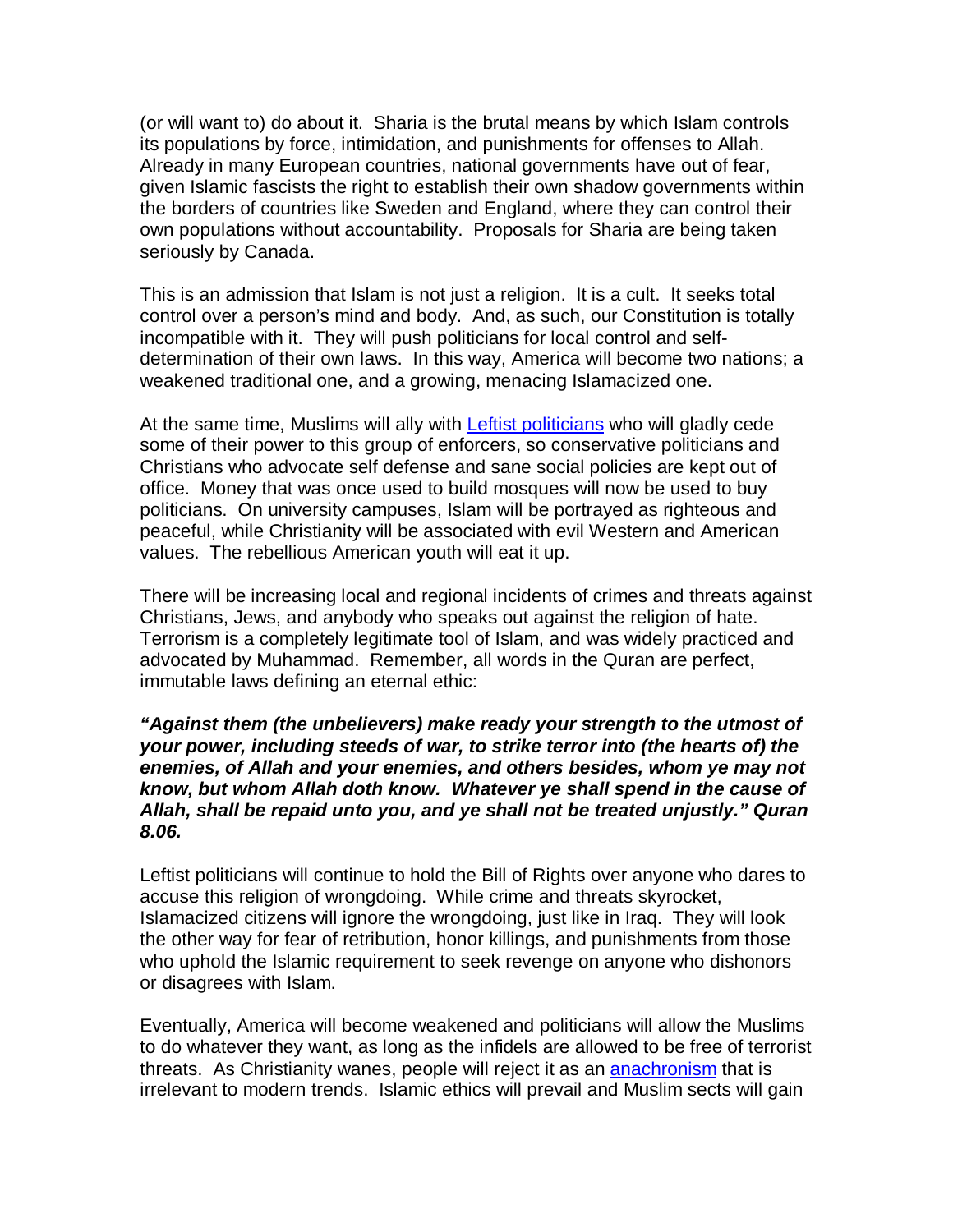(or will want to) do about it. Sharia is the brutal means by which Islam controls its populations by force, intimidation, and punishments for offenses to Allah. Already in many European countries, national governments have out of fear, given Islamic fascists the right to establish their own shadow governments within the borders of countries like Sweden and England, where they can control their own populations without accountability. Proposals for Sharia are being taken seriously by Canada.

This is an admission that Islam is not just a religion. It is a cult. It seeks total control over a person's mind and body. And, as such, our Constitution is totally incompatible with it. They will push politicians for local control and self-determination of their own laws. In this way, America will become two nations; a weakened traditional one, and a growing, menacing Islamacized one.

At the same time, Muslims will ally with Leftist politicians who will gladly cede some of their power to this group of enforcers, so conservative politicians and Christians who advocate self defense and sane social policies are kept out of office. Money that was once used to build mosques will now be used to buy politicians. On university campuses, Islam will be portrayed as righteous and peaceful, while Christianity will be associated with evil Western and American values. The rebellious American youth will eat it up.

There will be increasing local and regional incidents of crimes and threats against Christians, Jews, and anybody who speaks out against the religion of hate. Terrorism is a completely legitimate tool of Islam, and was widely practiced and advocated by Muhammad. Remember, all words in the Quran are perfect, immutable laws defining an eternal ethic:

***"Against them (the unbelievers) make ready your strength to the utmost of your power, including steeds of war, to strike terror into (the hearts of) the enemies, of Allah and your enemies, and others besides, whom ye may not know, but whom Allah doth know. Whatever ye shall spend in the cause of Allah, shall be repaid unto you, and ye shall not be treated unjustly." Quran 8.06.***

Leftist politicians will continue to hold the Bill of Rights over anyone who dares to accuse this religion of wrongdoing. While crime and threats skyrocket, Islamacized citizens will ignore the wrongdoing, just like in Iraq. They will look the other way for fear of retribution, honor killings, and punishments from those who uphold the Islamic requirement to seek revenge on anyone who dishonors or disagrees with Islam.

Eventually, America will become weakened and politicians will allow the Muslims to do whatever they want, as long as the infidels are allowed to be free of terrorist threats. As Christianity wanes, people will reject it as an anachronism that is irrelevant to modern trends. Islamic ethics will prevail and Muslim sects will gain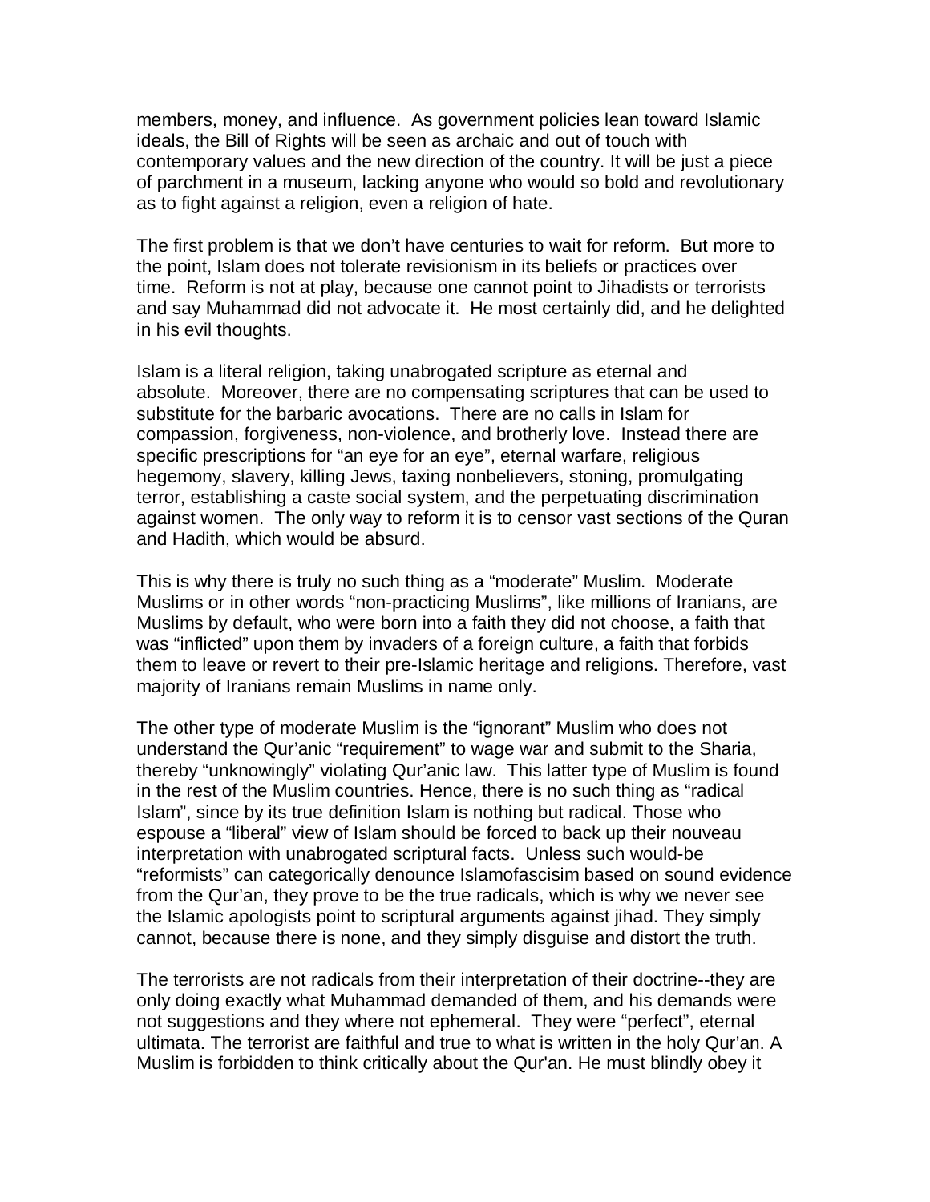members, money, and influence. As government policies lean toward Islamic ideals, the Bill of Rights will be seen as archaic and out of touch with contemporary values and the new direction of the country. It will be just a piece of parchment in a museum, lacking anyone who would so bold and revolutionary as to fight against a religion, even a religion of hate.

The first problem is that we don't have centuries to wait for reform. But more to the point, Islam does not tolerate revisionism in its beliefs or practices over time. Reform is not at play, because one cannot point to Jihadists or terrorists and say Muhammad did not advocate it. He most certainly did, and he delighted in his evil thoughts.

Islam is a literal religion, taking unabrogated scripture as eternal and absolute. Moreover, there are no compensating scriptures that can be used to substitute for the barbaric avocations. There are no calls in Islam for compassion, forgiveness, non-violence, and brotherly love. Instead there are specific prescriptions for "an eye for an eye", eternal warfare, religious hegemony, slavery, killing Jews, taxing nonbelievers, stoning, promulgating terror, establishing a caste social system, and the perpetuating discrimination against women. The only way to reform it is to censor vast sections of the Quran and Hadith, which would be absurd.

This is why there is truly no such thing as a "moderate" Muslim. Moderate Muslims or in other words "non-practicing Muslims", like millions of Iranians, are Muslims by default, who were born into a faith they did not choose, a faith that was "inflicted" upon them by invaders of a foreign culture, a faith that forbids them to leave or revert to their pre-Islamic heritage and religions. Therefore, vast majority of Iranians remain Muslims in name only.

The other type of moderate Muslim is the "ignorant" Muslim who does not understand the Qur'anic "requirement" to wage war and submit to the Sharia, thereby "unknowingly" violating Qur'anic law. This latter type of Muslim is found in the rest of the Muslim countries. Hence, there is no such thing as "radical Islam", since by its true definition Islam is nothing but radical. Those who espouse a "liberal" view of Islam should be forced to back up their nouveau interpretation with unabrogated scriptural facts. Unless such would-be "reformists" can categorically denounce Islamofascisim based on sound evidence from the Qur'an, they prove to be the true radicals, which is why we never see the Islamic apologists point to scriptural arguments against jihad. They simply cannot, because there is none, and they simply disguise and distort the truth.

The terrorists are not radicals from their interpretation of their doctrine--they are only doing exactly what Muhammad demanded of them, and his demands were not suggestions and they where not ephemeral. They were "perfect", eternal ultimata. The terrorist are faithful and true to what is written in the holy Qur'an. A Muslim is forbidden to think critically about the Qur'an. He must blindly obey it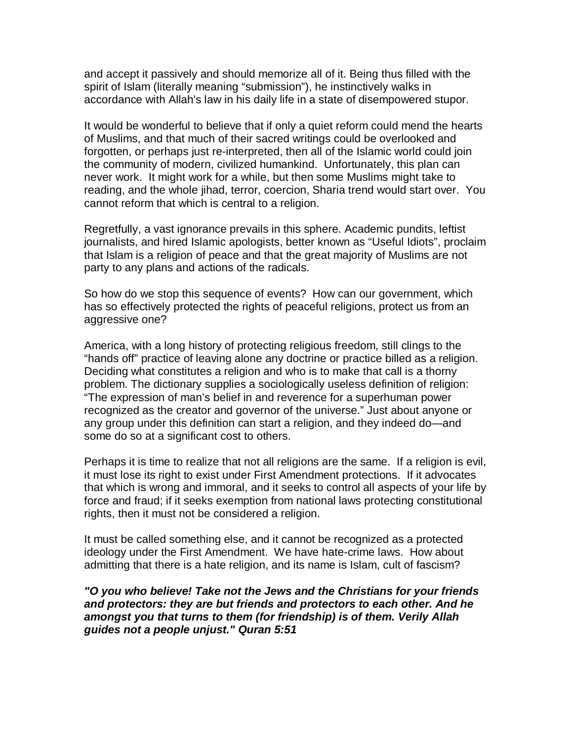and accept it passively and should memorize all of it. Being thus filled with the spirit of Islam (literally meaning "submission"), he instinctively walks in accordance with Allah's law in his daily life in a state of disempowered stupor.

It would be wonderful to believe that if only a quiet reform could mend the hearts of Muslims, and that much of their sacred writings could be overlooked and forgotten, or perhaps just re-interpreted, then all of the Islamic world could join the community of modern, civilized humankind. Unfortunately, this plan can never work. It might work for a while, but then some Muslims might take to reading, and the whole jihad, terror, coercion, Sharia trend would start over. You cannot reform that which is central to a religion.

Regretfully, a vast ignorance prevails in this sphere. Academic pundits, leftist journalists, and hired Islamic apologists, better known as "Useful Idiots", proclaim that Islam is a religion of peace and that the great majority of Muslims are not party to any plans and actions of the radicals.

So how do we stop this sequence of events? How can our government, which has so effectively protected the rights of peaceful religions, protect us from an aggressive one?

America, with a long history of protecting religious freedom, still clings to the "hands off" practice of leaving alone any doctrine or practice billed as a religion. Deciding what constitutes a religion and who is to make that call is a thorny problem. The dictionary supplies a sociologically useless definition of religion: "The expression of man's belief in and reverence for a superhuman power recognized as the creator and governor of the universe." Just about anyone or any group under this definition can start a religion, and they indeed do—and some do so at a significant cost to others.

Perhaps it is time to realize that not all religions are the same. If a religion is evil, it must lose its right to exist under First Amendment protections. If it advocates that which is wrong and immoral, and it seeks to control all aspects of your life by force and fraud; if it seeks exemption from national laws protecting constitutional rights, then it must not be considered a religion.

It must be called something else, and it cannot be recognized as a protected ideology under the First Amendment. We have hate-crime laws. How about admitting that there is a hate religion, and its name is Islam, cult of fascism?

***"O you who believe! Take not the Jews and the Christians for your friends and protectors: they are but friends and protectors to each other. And he amongst you that turns to them (for friendship) is of them. Verily Allah guides not a people unjust." Quran 5:51***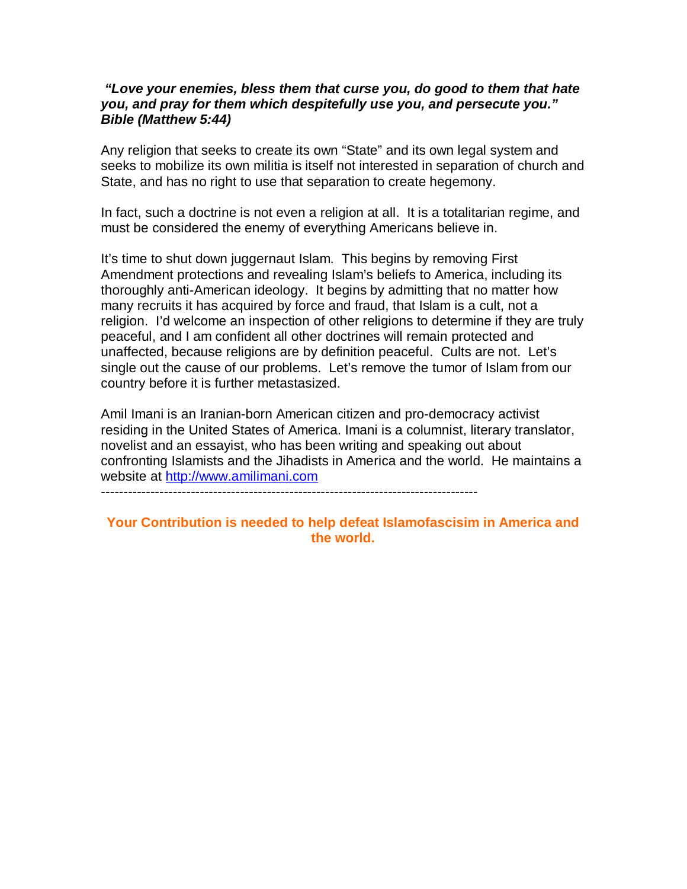***"Love your enemies, bless them that curse you, do good to them that hate you, and pray for them which despitefully use you, and persecute you." Bible (Matthew 5:44)***

Any religion that seeks to create its own "State" and its own legal system and seeks to mobilize its own militia is itself not interested in separation of church and State, and has no right to use that separation to create hegemony.

In fact, such a doctrine is not even a religion at all. It is a totalitarian regime, and must be considered the enemy of everything Americans believe in.

It's time to shut down juggernaut Islam. This begins by removing First Amendment protections and revealing Islam's beliefs to America, including its thoroughly anti-American ideology. It begins by admitting that no matter how many recruits it has acquired by force and fraud, that Islam is a cult, not a religion. I'd welcome an inspection of other religions to determine if they are truly peaceful, and I am confident all other doctrines will remain protected and unaffected, because religions are by definition peaceful. Cults are not. Let's single out the cause of our problems. Let's remove the tumor of Islam from our country before it is further metastasized.

Amil Imani is an Iranian-born American citizen and pro-democracy activist residing in the United States of America. Imani is a columnist, literary translator, novelist and an essayist, who has been writing and speaking out about confronting Islamists and the Jihadists in America and the world. He maintains a website at [http://www.amilimani.com](http://www.amilimani.com)

---

**Your Contribution is needed to help defeat Islamofascisim in America and the world.**